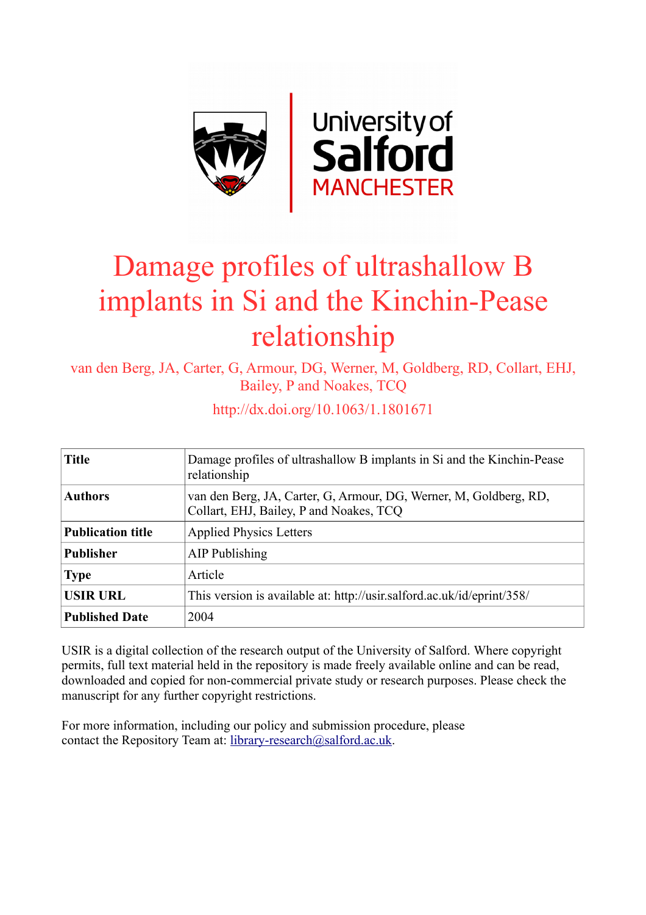# Damage profiles of ultrashallow B implants in Si and the Kinchin-Pease relationship

van den Berg, JA, Carter, G, Armour, DG, Werner, M, Goldberg, RD, Collart, EHJ, Bailey, P and Noakes, TCQ

http://dx.doi.org/10.1063/1.1801671

| **Title** | Damage profiles of ultrashallow B implants in Si and the Kinchin-Pease relationship |
|---|---|
| **Authors** | van den Berg, JA, Carter, G, Armour, DG, Werner, M, Goldberg, RD, Collart, EHJ, Bailey, P and Noakes, TCQ |
| **Publication title** | Applied Physics Letters |
| **Publisher** | AIP Publishing |
| **Type** | Article |
| **USIR URL** | This version is available at: http://usir.salford.ac.uk/id/eprint/358/ |
| **Published Date** | 2004 |

USIR is a digital collection of the research output of the University of Salford. Where copyright permits, full text material held in the repository is made freely available online and can be read, downloaded and copied for non-commercial private study or research purposes. Please check the manuscript for any further copyright restrictions.

For more information, including our policy and submission procedure, please contact the Repository Team at: library-research@salford.ac.uk.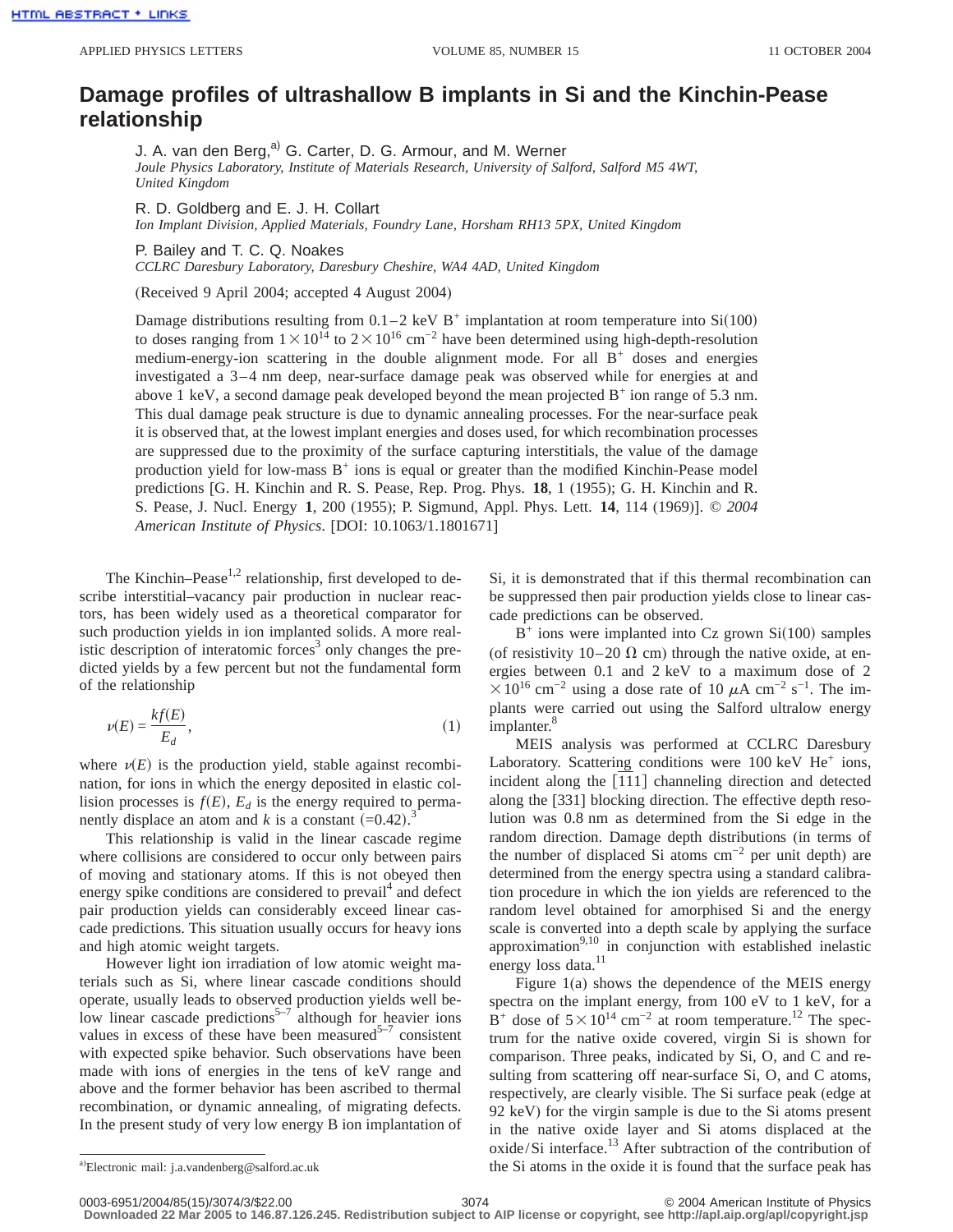# Damage profiles of ultrashallow B implants in Si and the Kinchin-Pease relationship

J. A. van den Berg,[a] G. Carter, D. G. Armour, and M. Werner
*Joule Physics Laboratory, Institute of Materials Research, University of Salford, Salford M5 4WT, United Kingdom*

R. D. Goldberg and E. J. H. Collart
*Ion Implant Division, Applied Materials, Foundry Lane, Horsham RH13 5PX, United Kingdom*

P. Bailey and T. C. Q. Noakes
*CCLRC Daresbury Laboratory, Daresbury Cheshire, WA4 4AD, United Kingdom*

(Received 9 April 2004; accepted 4 August 2004)

Damage distributions resulting from 0.1–2 keV $B^+$ implantation at room temperature into Si(100) to doses ranging from $1\times10^{14}$ to $2\times10^{16}$ cm$^{-2}$ have been determined using high-depth-resolution medium-energy-ion scattering in the double alignment mode. For all $B^+$ doses and energies investigated a 3–4 nm deep, near-surface damage peak was observed while for energies at and above 1 keV, a second damage peak developed beyond the mean projected $B^+$ ion range of 5.3 nm. This dual damage peak structure is due to dynamic annealing processes. For the near-surface peak it is observed that, at the lowest implant energies and doses used, for which recombination processes are suppressed due to the proximity of the surface capturing interstitials, the value of the damage production yield for low-mass $B^+$ ions is equal or greater than the modified Kinchin-Pease model predictions [G. H. Kinchin and R. S. Pease, Rep. Prog. Phys. **18**, 1 (1955); G. H. Kinchin and R. S. Pease, J. Nucl. Energy **1**, 200 (1955); P. Sigmund, Appl. Phys. Lett. **14**, 114 (1969)]. © *2004 American Institute of Physics.* [DOI: 10.1063/1.1801671]

The Kinchin–Pease[1,2] relationship, first developed to describe interstitial–vacancy pair production in nuclear reactors, has been widely used as a theoretical comparator for such production yields in ion implanted solids. A more realistic description of interatomic forces[3] only changes the predicted yields by a few percent but not the fundamental form of the relationship

$$\nu(E) = \frac{kf(E)}{E_d}, \tag{1}$$

where $\nu(E)$ is the production yield, stable against recombination, for ions in which the energy deposited in elastic collision processes is $f(E)$, $E_d$ is the energy required to permanently displace an atom and $k$ is a constant (=0.42).[3]

This relationship is valid in the linear cascade regime where collisions are considered to occur only between pairs of moving and stationary atoms. If this is not obeyed then energy spike conditions are considered to prevail[4] and defect pair production yields can considerably exceed linear cascade predictions. This situation usually occurs for heavy ions and high atomic weight targets.

However light ion irradiation of low atomic weight materials such as Si, where linear cascade conditions should operate, usually leads to observed production yields well below linear cascade predictions[5–7] although for heavier ions values in excess of these have been measured[5–7] consistent with expected spike behavior. Such observations have been made with ions of energies in the tens of keV range and above and the former behavior has been ascribed to thermal recombination, or dynamic annealing, of migrating defects. In the present study of very low energy B ion implantation of Si, it is demonstrated that if this thermal recombination can be suppressed then pair production yields close to linear cascade predictions can be observed.

$B^+$ ions were implanted into Cz grown Si(100) samples (of resistivity 10–20 Ω cm) through the native oxide, at energies between 0.1 and 2 keV to a maximum dose of $2\times10^{16}$ cm$^{-2}$ using a dose rate of 10 μA cm$^{-2}$ s$^{-1}$. The implants were carried out using the Salford ultralow energy implanter.[8]

MEIS analysis was performed at CCLRC Daresbury Laboratory. Scattering conditions were 100 keV $He^+$ ions, incident along the [$\bar{1}$11] channeling direction and detected along the [331] blocking direction. The effective depth resolution was 0.8 nm as determined from the Si edge in the random direction. Damage depth distributions (in terms of the number of displaced Si atoms cm$^{-2}$ per unit depth) are determined from the energy spectra using a standard calibration procedure in which the ion yields are referenced to the random level obtained for amorphised Si and the energy scale is converted into a depth scale by applying the surface approximation[9,10] in conjunction with established inelastic energy loss data.[11]

Figure 1(a) shows the dependence of the MEIS energy spectra on the implant energy, from 100 eV to 1 keV, for a $B^+$ dose of $5\times10^{14}$ cm$^{-2}$ at room temperature.[12] The spectrum for the native oxide covered, virgin Si is shown for comparison. Three peaks, indicated by Si, O, and C and resulting from scattering off near-surface Si, O, and C atoms, respectively, are clearly visible. The Si surface peak (edge at 92 keV) for the virgin sample is due to the Si atoms present in the native oxide layer and Si atoms displaced at the oxide/Si interface.[13] After subtraction of the contribution of the Si atoms in the oxide it is found that the surface peak has

[a]Electronic mail: j.a.vandenberg@salford.ac.uk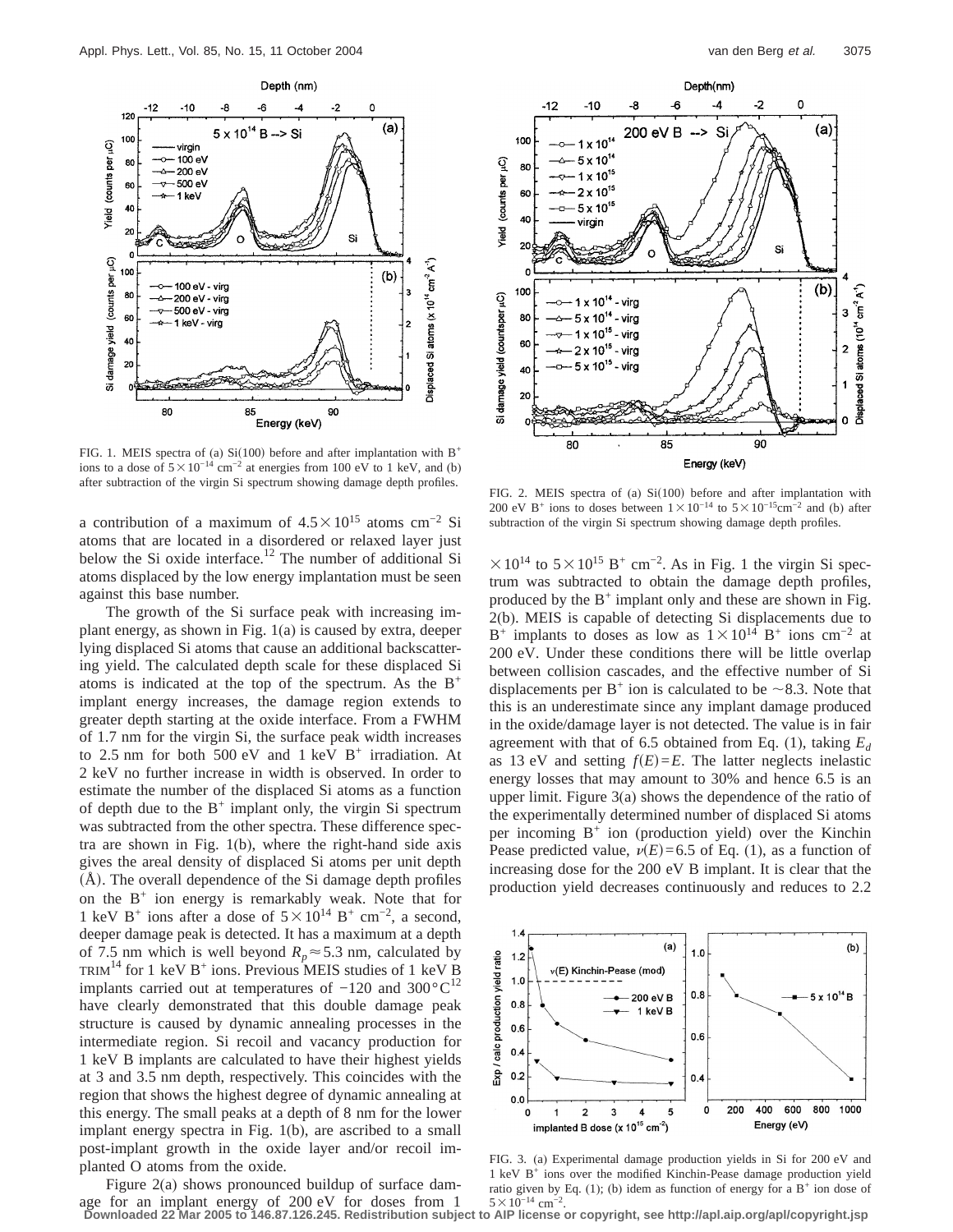FIG. 1. MEIS spectra of (a) Si(100) before and after implantation with $B^+$ ions to a dose of $5\times10^{-14}$ $cm^{-2}$ at energies from 100 eV to 1 keV, and (b) after subtraction of the virgin Si spectrum showing damage depth profiles.

FIG. 2. MEIS spectra of (a) Si(100) before and after implantation with 200 eV $B^+$ ions to doses between $1\times10^{-14}$ to $5\times10^{-15}$ $cm^{-2}$ and (b) after subtraction of the virgin Si spectrum showing damage depth profiles.

a contribution of a maximum of $4.5\times10^{15}$ atoms $cm^{-2}$ Si atoms that are located in a disordered or relaxed layer just below the Si oxide interface.[12] The number of additional Si atoms displaced by the low energy implantation must be seen against this base number.

The growth of the Si surface peak with increasing implant energy, as shown in Fig. 1(a) is caused by extra, deeper lying displaced Si atoms that cause an additional backscattering yield. The calculated depth scale for these displaced Si atoms is indicated at the top of the spectrum. As the $B^+$ implant energy increases, the damage region extends to greater depth starting at the oxide interface. From a FWHM of 1.7 nm for the virgin Si, the surface peak width increases to 2.5 nm for both 500 eV and 1 keV $B^+$ irradiation. At 2 keV no further increase in width is observed. In order to estimate the number of the displaced Si atoms as a function of depth due to the $B^+$ implant only, the virgin Si spectrum was subtracted from the other spectra. These difference spectra are shown in Fig. 1(b), where the right-hand side axis gives the areal density of displaced Si atoms per unit depth (Å). The overall dependence of the Si damage depth profiles on the $B^+$ ion energy is remarkably weak. Note that for 1 keV $B^+$ ions after a dose of $5\times10^{14}$ $B^+$ $cm^{-2}$, a second, deeper damage peak is detected. It has a maximum at a depth of 7.5 nm which is well beyond $R_p\approx5.3$ nm, calculated by TRIM[14] for 1 keV $B^+$ ions. Previous MEIS studies of 1 keV B implants carried out at temperatures of −120 and 300 °C[12] have clearly demonstrated that this double damage peak structure is caused by dynamic annealing processes in the intermediate region. Si recoil and vacancy production for 1 keV B implants are calculated to have their highest yields at 3 and 3.5 nm depth, respectively. This coincides with the region that shows the highest degree of dynamic annealing at this energy. The small peaks at a depth of 8 nm for the lower implant energy spectra in Fig. 1(b), are ascribed to a small post-implant growth in the oxide layer and/or recoil implanted O atoms from the oxide.

Figure 2(a) shows pronounced buildup of surface damage for an implant energy of 200 eV for doses from 1 $\times10^{14}$ to $5\times10^{15}$ $B^+$ $cm^{-2}$. As in Fig. 1 the virgin Si spectrum was subtracted to obtain the damage depth profiles, produced by the $B^+$ implant only and these are shown in Fig. 2(b). MEIS is capable of detecting Si displacements due to $B^+$ implants to doses as low as $1\times10^{14}$ $B^+$ ions $cm^{-2}$ at 200 eV. Under these conditions there will be little overlap between collision cascades, and the effective number of Si displacements per $B^+$ ion is calculated to be ~8.3. Note that this is an underestimate since any implant damage produced in the oxide/damage layer is not detected. The value is in fair agreement with that of 6.5 obtained from Eq. (1), taking $E_d$ as 13 eV and setting $f(E)=E$. The latter neglects inelastic energy losses that may amount to 30% and hence 6.5 is an upper limit. Figure 3(a) shows the dependence of the ratio of the experimentally determined number of displaced Si atoms per incoming $B^+$ ion (production yield) over the Kinchin Pease predicted value, $\nu(E)=6.5$ of Eq. (1), as a function of increasing dose for the 200 eV B implant. It is clear that the production yield decreases continuously and reduces to 2.2

FIG. 3. (a) Experimental damage production yields in Si for 200 eV and 1 keV $B^+$ ions over the modified Kinchin-Pease damage production yield ratio given by Eq. (1); (b) idem as function of energy for a $B^+$ ion dose of $5\times10^{-14}$ $cm^{-2}$.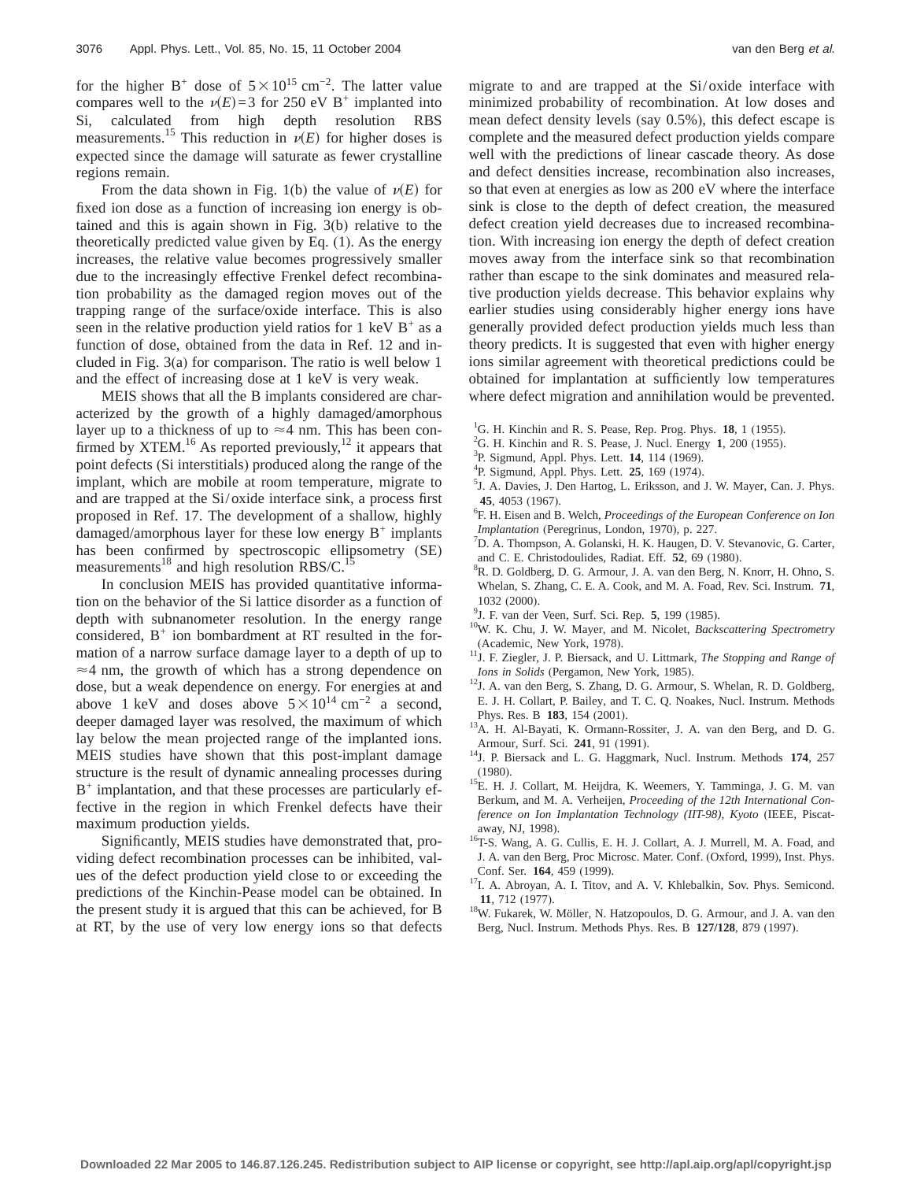for the higher $B^+$ dose of $5\times10^{15}$ cm$^{-2}$. The latter value compares well to the $\nu(E)=3$ for 250 eV $B^+$ implanted into Si, calculated from high depth resolution RBS measurements.[15] This reduction in $\nu(E)$ for higher doses is expected since the damage will saturate as fewer crystalline regions remain.

From the data shown in Fig. 1(b) the value of $\nu(E)$ for fixed ion dose as a function of increasing ion energy is obtained and this is again shown in Fig. 3(b) relative to the theoretically predicted value given by Eq. (1). As the energy increases, the relative value becomes progressively smaller due to the increasingly effective Frenkel defect recombination probability as the damaged region moves out of the trapping range of the surface/oxide interface. This is also seen in the relative production yield ratios for 1 keV $B^+$ as a function of dose, obtained from the data in Ref. 12 and included in Fig. 3(a) for comparison. The ratio is well below 1 and the effect of increasing dose at 1 keV is very weak.

MEIS shows that all the B implants considered are characterized by the growth of a highly damaged/amorphous layer up to a thickness of up to $\approx$4 nm. This has been confirmed by XTEM.[16] As reported previously,[12] it appears that point defects (Si interstitials) produced along the range of the implant, which are mobile at room temperature, migrate to and are trapped at the Si/oxide interface sink, a process first proposed in Ref. 17. The development of a shallow, highly damaged/amorphous layer for these low energy $B^+$ implants has been confirmed by spectroscopic ellipsometry (SE) measurements[18] and high resolution RBS/C.[15]

In conclusion MEIS has provided quantitative information on the behavior of the Si lattice disorder as a function of depth with subnanometer resolution. In the energy range considered, $B^+$ ion bombardment at RT resulted in the formation of a narrow surface damage layer to a depth of up to $\approx$4 nm, the growth of which has a strong dependence on dose, but a weak dependence on energy. For energies at and above 1 keV and doses above $5\times10^{14}$ cm$^{-2}$ a second, deeper damaged layer was resolved, the maximum of which lay below the mean projected range of the implanted ions. MEIS studies have shown that this post-implant damage structure is the result of dynamic annealing processes during $B^+$ implantation, and that these processes are particularly effective in the region in which Frenkel defects have their maximum production yields.

Significantly, MEIS studies have demonstrated that, providing defect recombination processes can be inhibited, values of the defect production yield close to or exceeding the predictions of the Kinchin-Pease model can be obtained. In the present study it is argued that this can be achieved, for B at RT, by the use of very low energy ions so that defects migrate to and are trapped at the Si/oxide interface with minimized probability of recombination. At low doses and mean defect density levels (say 0.5%), this defect escape is complete and the measured defect production yields compare well with the predictions of linear cascade theory. As dose and defect densities increase, recombination also increases, so that even at energies as low as 200 eV where the interface sink is close to the depth of defect creation, the measured defect creation yield decreases due to increased recombination. With increasing ion energy the depth of defect creation moves away from the interface sink so that recombination rather than escape to the sink dominates and measured relative production yields decrease. This behavior explains why earlier studies using considerably higher energy ions have generally provided defect production yields much less than theory predicts. It is suggested that even with higher energy ions similar agreement with theoretical predictions could be obtained for implantation at sufficiently low temperatures where defect migration and annihilation would be prevented.

[1] G. H. Kinchin and R. S. Pease, Rep. Prog. Phys. **18**, 1 (1955).
[2] G. H. Kinchin and R. S. Pease, J. Nucl. Energy **1**, 200 (1955).
[3] P. Sigmund, Appl. Phys. Lett. **14**, 114 (1969).
[4] P. Sigmund, Appl. Phys. Lett. **25**, 169 (1974).
[5] J. A. Davies, J. Den Hartog, L. Eriksson, and J. W. Mayer, Can. J. Phys. **45**, 4053 (1967).
[6] F. H. Eisen and B. Welch, *Proceedings of the European Conference on Ion Implantation* (Peregrinus, London, 1970), p. 227.
[7] D. A. Thompson, A. Golanski, H. K. Haugen, D. V. Stevanovic, G. Carter, and C. E. Christodoulides, Radiat. Eff. **52**, 69 (1980).
[8] R. D. Goldberg, D. G. Armour, J. A. van den Berg, N. Knorr, H. Ohno, S. Whelan, S. Zhang, C. E. A. Cook, and M. A. Foad, Rev. Sci. Instrum. **71**, 1032 (2000).
[9] J. F. van der Veen, Surf. Sci. Rep. **5**, 199 (1985).
[10] W. K. Chu, J. W. Mayer, and M. Nicolet, *Backscattering Spectrometry* (Academic, New York, 1978).
[11] J. F. Ziegler, J. P. Biersack, and U. Littmark, *The Stopping and Range of Ions in Solids* (Pergamon, New York, 1985).
[12] J. A. van den Berg, S. Zhang, D. G. Armour, S. Whelan, R. D. Goldberg, E. J. H. Collart, P. Bailey, and T. C. Q. Noakes, Nucl. Instrum. Methods Phys. Res. B **183**, 154 (2001).
[13] A. H. Al-Bayati, K. Ormann-Rossiter, J. A. van den Berg, and D. G. Armour, Surf. Sci. **241**, 91 (1991).
[14] J. P. Biersack and L. G. Haggmark, Nucl. Instrum. Methods **174**, 257 (1980).
[15] E. H. J. Collart, M. Heijdra, K. Weemers, Y. Tamminga, J. G. M. van Berkum, and M. A. Verheijen, *Proceeding of the 12th International Conference on Ion Implantation Technology (IIT-98), Kyoto* (IEEE, Piscataway, NJ, 1998).
[16] T-S. Wang, A. G. Cullis, E. H. J. Collart, A. J. Murrell, M. A. Foad, and J. A. van den Berg, Proc Microsc. Mater. Conf. (Oxford, 1999), Inst. Phys. Conf. Ser. **164**, 459 (1999).
[17] I. A. Abroyan, A. I. Titov, and A. V. Khlebalkin, Sov. Phys. Semicond. **11**, 712 (1977).
[18] W. Fukarek, W. Möller, N. Hatzopoulos, D. G. Armour, and J. A. van den Berg, Nucl. Instrum. Methods Phys. Res. B **127/128**, 879 (1997).